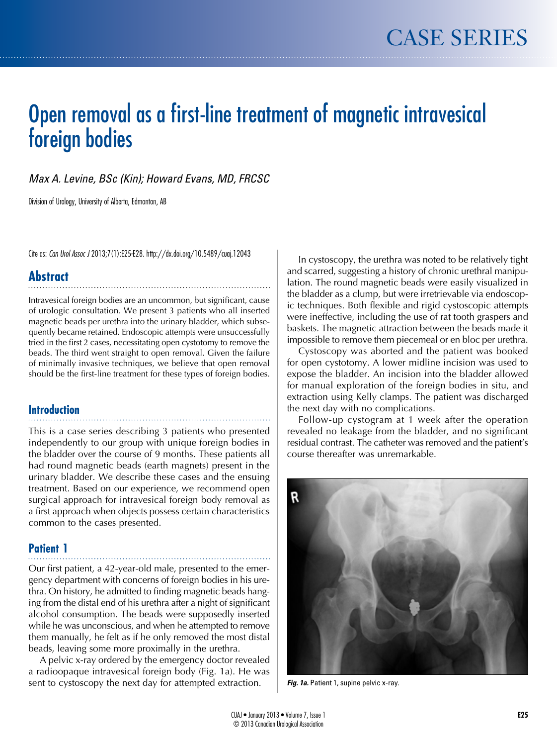CASE SERIES

# Open removal as a first-line treatment of magnetic intravesical foreign bodies

*Max A. Levine, BSc (Kin); Howard Evans, MD, FRCSC*

Division of Urology, University of Alberta, Edmonton, AB

Cite as: *Can Urol Assoc J* 2013;7(1):E25-E28. http://dx.doi.org/10.5489/cuaj.12043

## Abstract

Intravesical foreign bodies are an uncommon, but significant, cause of urologic consultation. We present 3 patients who all inserted magnetic beads per urethra into the urinary bladder, which subsequently became retained. Endoscopic attempts were unsuccessfully tried in the first 2 cases, necessitating open cystotomy to remove the beads. The third went straight to open removal. Given the failure of minimally invasive techniques, we believe that open removal should be the first-line treatment for these types of foreign bodies.

## Introduction

This is a case series describing 3 patients who presented independently to our group with unique foreign bodies in the bladder over the course of 9 months. These patients all had round magnetic beads (earth magnets) present in the urinary bladder. We describe these cases and the ensuing treatment. Based on our experience, we recommend open surgical approach for intravesical foreign body removal as a first approach when objects possess certain characteristics common to the cases presented.

## Patient 1

Our first patient, a 42-year-old male, presented to the emergency department with concerns of foreign bodies in his urethra. On history, he admitted to finding magnetic beads hanging from the distal end of his urethra after a night of significant alcohol consumption. The beads were supposedly inserted while he was unconscious, and when he attempted to remove them manually, he felt as if he only removed the most distal beads, leaving some more proximally in the urethra.

A pelvic x-ray ordered by the emergency doctor revealed a radioopaque intravesical foreign body (Fig. 1a). He was sent to cystoscopy the next day for attempted extraction.

In cystoscopy, the urethra was noted to be relatively tight and scarred, suggesting a history of chronic urethral manipulation. The round magnetic beads were easily visualized in the bladder as a clump, but were irretrievable via endoscopic techniques. Both flexible and rigid cystoscopic attempts were ineffective, including the use of rat tooth graspers and baskets. The magnetic attraction between the beads made it impossible to remove them piecemeal or en bloc per urethra.

Cystoscopy was aborted and the patient was booked for open cystotomy. A lower midline incision was used to expose the bladder. An incision into the bladder allowed for manual exploration of the foreign bodies in situ, and extraction using Kelly clamps. The patient was discharged the next day with no complications.

Follow-up cystogram at 1 week after the operation revealed no leakage from the bladder, and no significant residual contrast. The catheter was removed and the patient's course thereafter was unremarkable.

***Fig. 1a.*** Patient 1, supine pelvic x-ray.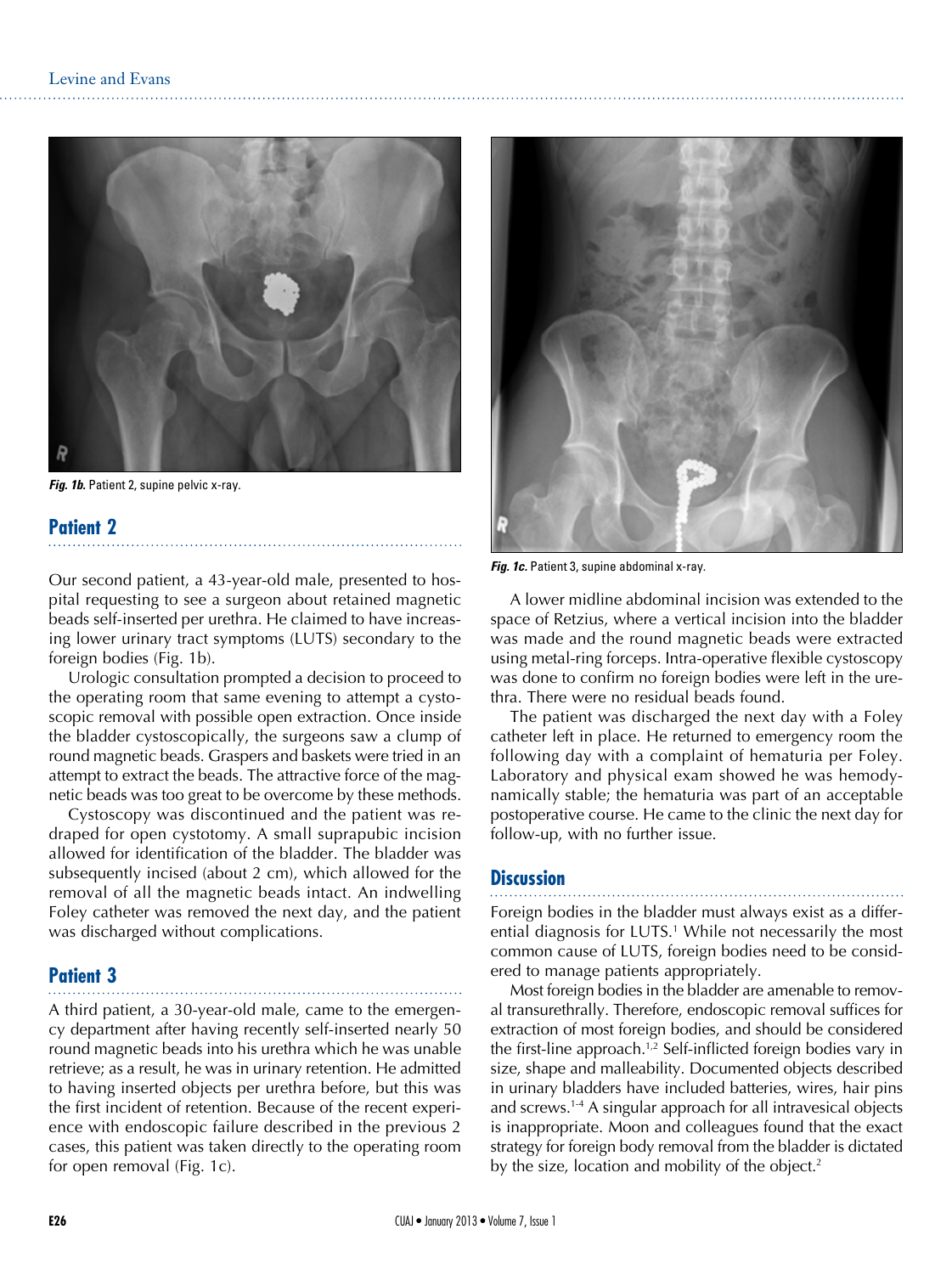*Fig. 1b.* Patient 2, supine pelvic x-ray.

## Patient 2

Our second patient, a 43-year-old male, presented to hospital requesting to see a surgeon about retained magnetic beads self-inserted per urethra. He claimed to have increasing lower urinary tract symptoms (LUTS) secondary to the foreign bodies (Fig. 1b).

Urologic consultation prompted a decision to proceed to the operating room that same evening to attempt a cystoscopic removal with possible open extraction. Once inside the bladder cystoscopically, the surgeons saw a clump of round magnetic beads. Graspers and baskets were tried in an attempt to extract the beads. The attractive force of the magnetic beads was too great to be overcome by these methods.

Cystoscopy was discontinued and the patient was redraped for open cystotomy. A small suprapubic incision allowed for identification of the bladder. The bladder was subsequently incised (about 2 cm), which allowed for the removal of all the magnetic beads intact. An indwelling Foley catheter was removed the next day, and the patient was discharged without complications.

## Patient 3

A third patient, a 30-year-old male, came to the emergency department after having recently self-inserted nearly 50 round magnetic beads into his urethra which he was unable retrieve; as a result, he was in urinary retention. He admitted to having inserted objects per urethra before, but this was the first incident of retention. Because of the recent experience with endoscopic failure described in the previous 2 cases, this patient was taken directly to the operating room for open removal (Fig. 1c).

*Fig. 1c.* Patient 3, supine abdominal x-ray.

A lower midline abdominal incision was extended to the space of Retzius, where a vertical incision into the bladder was made and the round magnetic beads were extracted using metal-ring forceps. Intra-operative flexible cystoscopy was done to confirm no foreign bodies were left in the urethra. There were no residual beads found.

The patient was discharged the next day with a Foley catheter left in place. He returned to emergency room the following day with a complaint of hematuria per Foley. Laboratory and physical exam showed he was hemodynamically stable; the hematuria was part of an acceptable postoperative course. He came to the clinic the next day for follow-up, with no further issue.

## Discussion

Foreign bodies in the bladder must always exist as a differential diagnosis for LUTS.[1] While not necessarily the most common cause of LUTS, foreign bodies need to be considered to manage patients appropriately.

Most foreign bodies in the bladder are amenable to removal transurethrally. Therefore, endoscopic removal suffices for extraction of most foreign bodies, and should be considered the first-line approach.[1,2] Self-inflicted foreign bodies vary in size, shape and malleability. Documented objects described in urinary bladders have included batteries, wires, hair pins and screws.[1-4] A singular approach for all intravesical objects is inappropriate. Moon and colleagues found that the exact strategy for foreign body removal from the bladder is dictated by the size, location and mobility of the object.[2]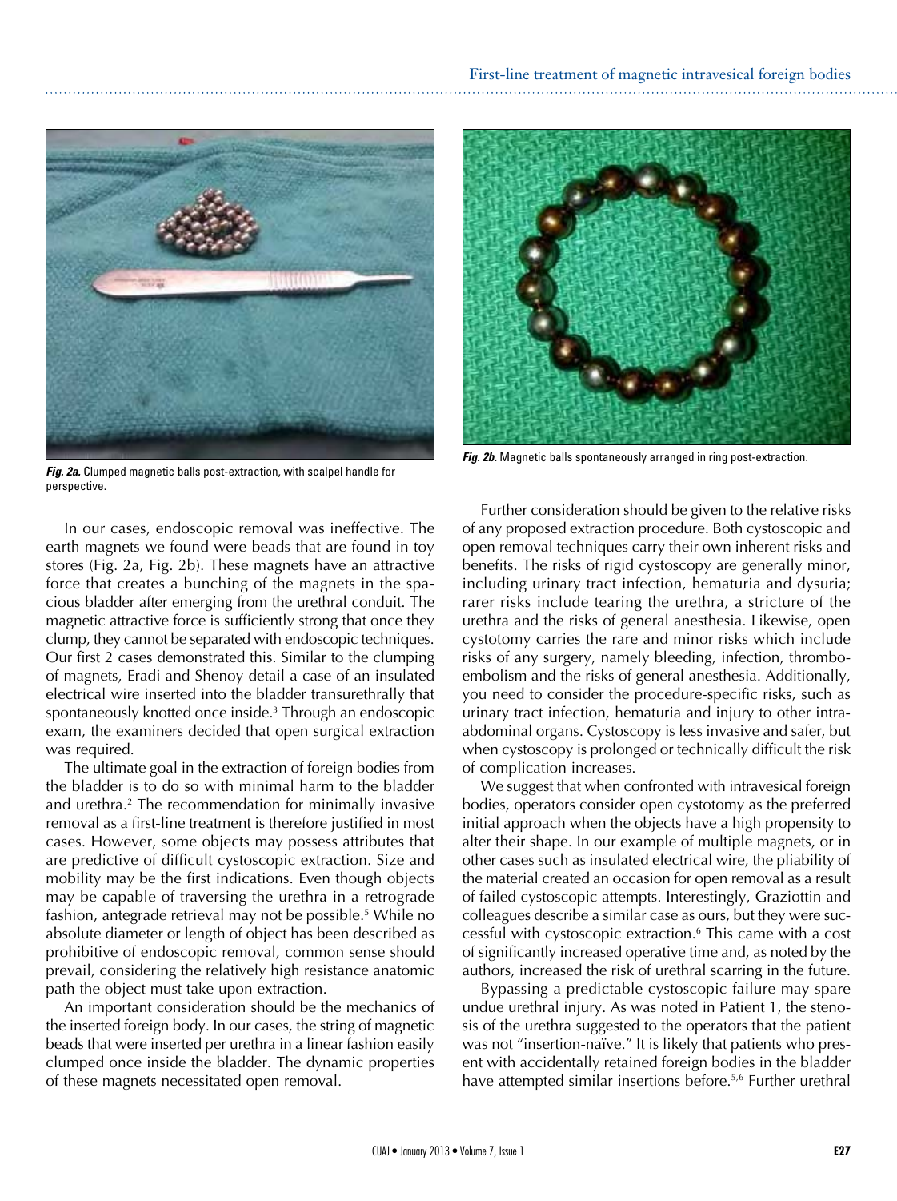*Fig. 2a.* Clumped magnetic balls post-extraction, with scalpel handle for perspective.

*Fig. 2b.* Magnetic balls spontaneously arranged in ring post-extraction.

In our cases, endoscopic removal was ineffective. The earth magnets we found were beads that are found in toy stores (Fig. 2a, Fig. 2b). These magnets have an attractive force that creates a bunching of the magnets in the spacious bladder after emerging from the urethral conduit. The magnetic attractive force is sufficiently strong that once they clump, they cannot be separated with endoscopic techniques. Our first 2 cases demonstrated this. Similar to the clumping of magnets, Eradi and Shenoy detail a case of an insulated electrical wire inserted into the bladder transurethrally that spontaneously knotted once inside.[3] Through an endoscopic exam, the examiners decided that open surgical extraction was required.

The ultimate goal in the extraction of foreign bodies from the bladder is to do so with minimal harm to the bladder and urethra.[2] The recommendation for minimally invasive removal as a first-line treatment is therefore justified in most cases. However, some objects may possess attributes that are predictive of difficult cystoscopic extraction. Size and mobility may be the first indications. Even though objects may be capable of traversing the urethra in a retrograde fashion, antegrade retrieval may not be possible.[5] While no absolute diameter or length of object has been described as prohibitive of endoscopic removal, common sense should prevail, considering the relatively high resistance anatomic path the object must take upon extraction.

An important consideration should be the mechanics of the inserted foreign body. In our cases, the string of magnetic beads that were inserted per urethra in a linear fashion easily clumped once inside the bladder. The dynamic properties of these magnets necessitated open removal.

Further consideration should be given to the relative risks of any proposed extraction procedure. Both cystoscopic and open removal techniques carry their own inherent risks and benefits. The risks of rigid cystoscopy are generally minor, including urinary tract infection, hematuria and dysuria; rarer risks include tearing the urethra, a stricture of the urethra and the risks of general anesthesia. Likewise, open cystotomy carries the rare and minor risks which include risks of any surgery, namely bleeding, infection, thromboembolism and the risks of general anesthesia. Additionally, you need to consider the procedure-specific risks, such as urinary tract infection, hematuria and injury to other intra-abdominal organs. Cystoscopy is less invasive and safer, but when cystoscopy is prolonged or technically difficult the risk of complication increases.

We suggest that when confronted with intravesical foreign bodies, operators consider open cystotomy as the preferred initial approach when the objects have a high propensity to alter their shape. In our example of multiple magnets, or in other cases such as insulated electrical wire, the pliability of the material created an occasion for open removal as a result of failed cystoscopic attempts. Interestingly, Graziottin and colleagues describe a similar case as ours, but they were successful with cystoscopic extraction.[6] This came with a cost of significantly increased operative time and, as noted by the authors, increased the risk of urethral scarring in the future.

Bypassing a predictable cystoscopic failure may spare undue urethral injury. As was noted in Patient 1, the stenosis of the urethra suggested to the operators that the patient was not "insertion-naïve." It is likely that patients who present with accidentally retained foreign bodies in the bladder have attempted similar insertions before.[5,6] Further urethral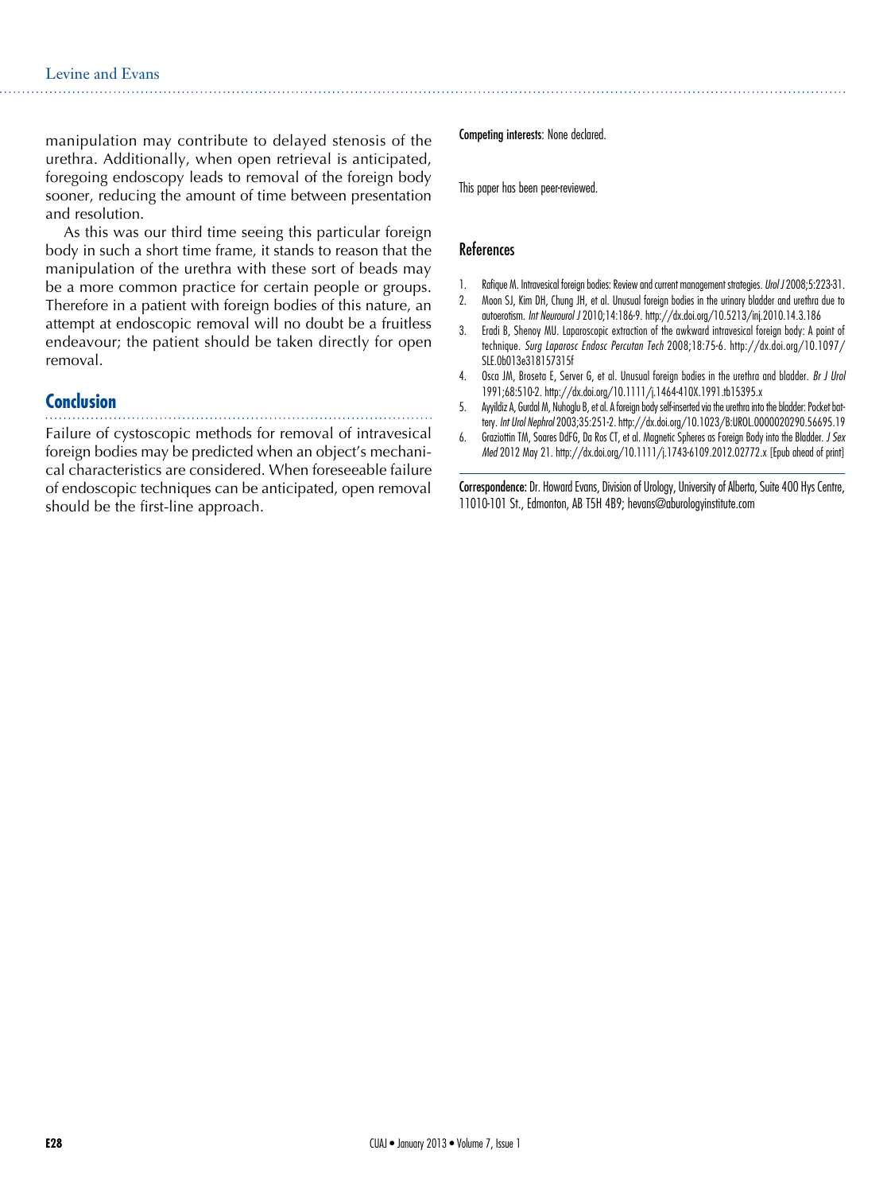manipulation may contribute to delayed stenosis of the urethra. Additionally, when open retrieval is anticipated, foregoing endoscopy leads to removal of the foreign body sooner, reducing the amount of time between presentation and resolution.

As this was our third time seeing this particular foreign body in such a short time frame, it stands to reason that the manipulation of the urethra with these sort of beads may be a more common practice for certain people or groups. Therefore in a patient with foreign bodies of this nature, an attempt at endoscopic removal will no doubt be a fruitless endeavour; the patient should be taken directly for open removal.

## Conclusion

Failure of cystoscopic methods for removal of intravesical foreign bodies may be predicted when an object's mechanical characteristics are considered. When foreseeable failure of endoscopic techniques can be anticipated, open removal should be the first-line approach.

**Competing interests**: None declared.

This paper has been peer-reviewed.

## References

1. Rafique M. Intravesical foreign bodies: Review and current management strategies. *Urol J* 2008;5:223-31.
2. Moon SJ, Kim DH, Chung JH, et al. Unusual foreign bodies in the urinary bladder and urethra due to autoerotism. *Int Neurourol J* 2010;14:186-9. http://dx.doi.org/10.5213/inj.2010.14.3.186
3. Eradi B, Shenoy MU. Laparoscopic extraction of the awkward intravesical foreign body: A point of technique. *Surg Laparosc Endosc Percutan Tech* 2008;18:75-6. http://dx.doi.org/10.1097/SLE.0b013e318157315f
4. Osca JM, Broseta E, Server G, et al. Unusual foreign bodies in the urethra and bladder. *Br J Urol* 1991;68:510-2. http://dx.doi.org/10.1111/j.1464-410X.1991.tb15395.x
5. Ayyildiz A, Gurdal M, Nuhoglu B, et al. A foreign body self-inserted via the urethra into the bladder: Pocket battery. *Int Urol Nephrol* 2003;35:251-2. http://dx.doi.org/10.1023/B:UROL.0000020290.56695.19
6. Graziottin TM, Soares DdFG, Da Ros CT, et al. Magnetic Spheres as Foreign Body into the Bladder. *J Sex Med* 2012 May 21. http://dx.doi.org/10.1111/j.1743-6109.2012.02772.x [Epub ahead of print]

**Correspondence:** Dr. Howard Evans, Division of Urology, University of Alberta, Suite 400 Hys Centre, 11010-101 St., Edmonton, AB T5H 4B9; hevans@aburologyinstitute.com